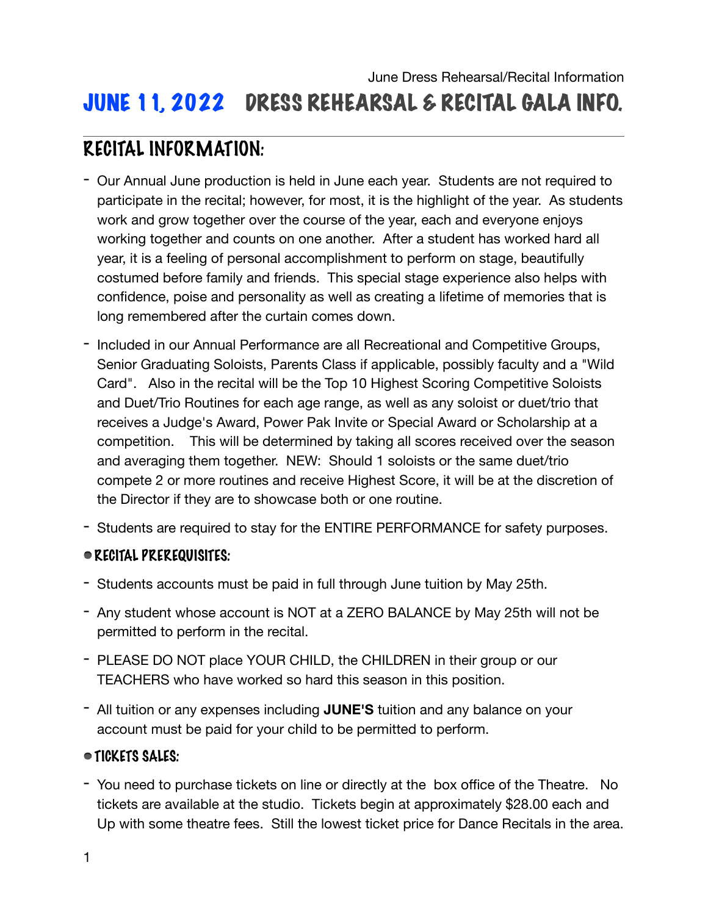June Dress Rehearsal/Recital Information

# JUNE 11, 2022 DRESS REHEARSAL & RECITAL GALA INFO.

## RECITAL INFORMATION:

- Our Annual June production is held in June each year. Students are not required to participate in the recital; however, for most, it is the highlight of the year. As students work and grow together over the course of the year, each and everyone enjoys working together and counts on one another. After a student has worked hard all year, it is a feeling of personal accomplishment to perform on stage, beautifully costumed before family and friends. This special stage experience also helps with confidence, poise and personality as well as creating a lifetime of memories that is long remembered after the curtain comes down.
- Included in our Annual Performance are all Recreational and Competitive Groups, Senior Graduating Soloists, Parents Class if applicable, possibly faculty and a "Wild Card". Also in the recital will be the Top 10 Highest Scoring Competitive Soloists and Duet/Trio Routines for each age range, as well as any soloist or duet/trio that receives a Judge's Award, Power Pak Invite or Special Award or Scholarship at a competition. This will be determined by taking all scores received over the season and averaging them together. NEW: Should 1 soloists or the same duet/trio compete 2 or more routines and receive Highest Score, it will be at the discretion of the Director if they are to showcase both or one routine.
- Students are required to stay for the ENTIRE PERFORMANCE for safety purposes.

### RECITAL PREREQUISITES:

- Students accounts must be paid in full through June tuition by May 25th.
- Any student whose account is NOT at a ZERO BALANCE by May 25th will not be permitted to perform in the recital.
- PLEASE DO NOT place YOUR CHILD, the CHILDREN in their group or our TEACHERS who have worked so hard this season in this position.
- All tuition or any expenses including **JUNE'S** tuition and any balance on your account must be paid for your child to be permitted to perform.

### TICKETS SALES:

- You need to purchase tickets on line or directly at the box office of the Theatre. No tickets are available at the studio. Tickets begin at approximately $28.00 each and Up with some theatre fees. Still the lowest ticket price for Dance Recitals in the area.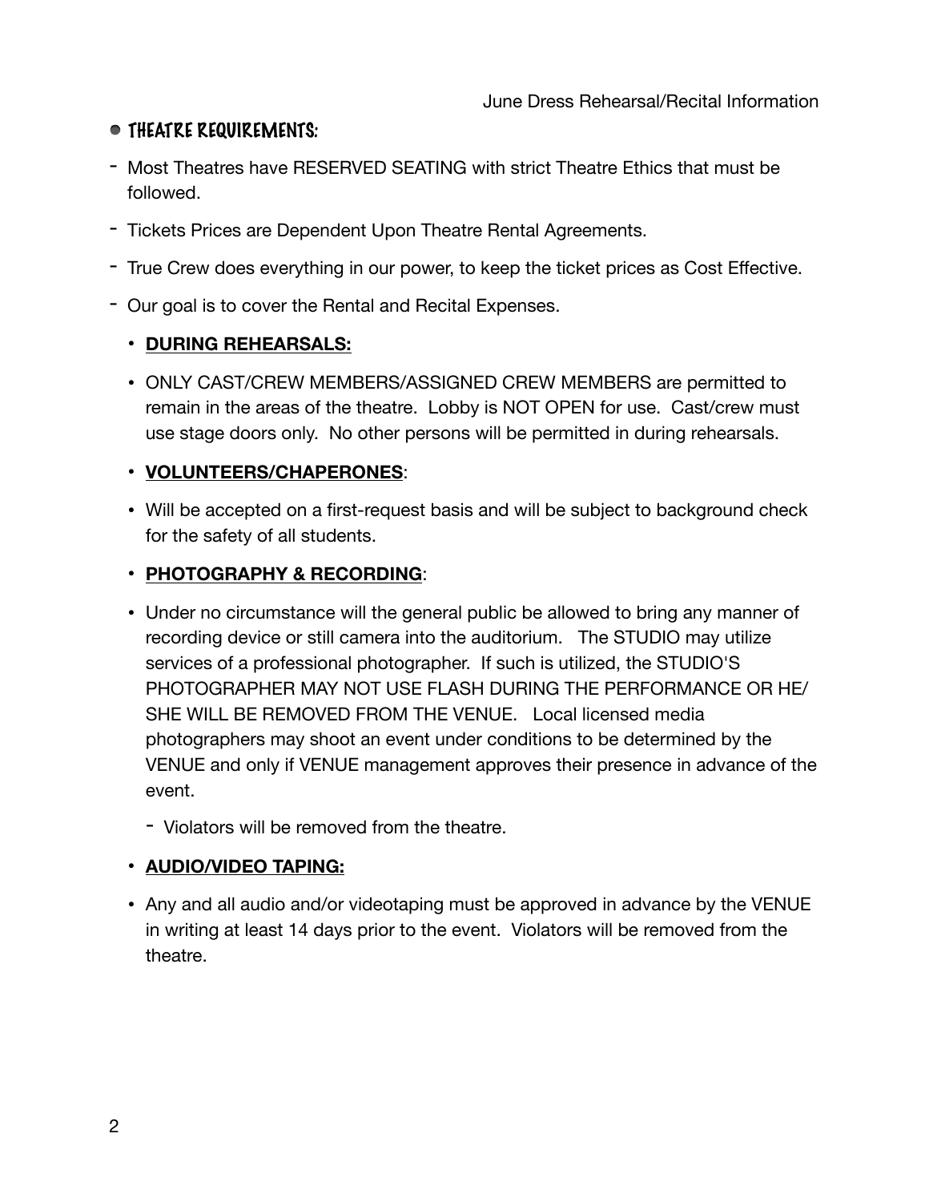## THEATRE REQUIREMENTS:

- Most Theatres have RESERVED SEATING with strict Theatre Ethics that must be followed.
- Tickets Prices are Dependent Upon Theatre Rental Agreements.
- True Crew does everything in our power, to keep the ticket prices as Cost Effective.
- Our goal is to cover the Rental and Recital Expenses.

  - **<u>DURING REHEARSALS:</u>**
  - ONLY CAST/CREW MEMBERS/ASSIGNED CREW MEMBERS are permitted to remain in the areas of the theatre. Lobby is NOT OPEN for use. Cast/crew must use stage doors only. No other persons will be permitted in during rehearsals.
  - **<u>VOLUNTEERS/CHAPERONES</u>**:
  - Will be accepted on a first-request basis and will be subject to background check for the safety of all students.
  - **<u>PHOTOGRAPHY & RECORDING</u>**:
  - Under no circumstance will the general public be allowed to bring any manner of recording device or still camera into the auditorium. The STUDIO may utilize services of a professional photographer. If such is utilized, the STUDIO'S PHOTOGRAPHER MAY NOT USE FLASH DURING THE PERFORMANCE OR HE/SHE WILL BE REMOVED FROM THE VENUE. Local licensed media photographers may shoot an event under conditions to be determined by the VENUE and only if VENUE management approves their presence in advance of the event.
    - Violators will be removed from the theatre.
  - **<u>AUDIO/VIDEO TAPING:</u>**
  - Any and all audio and/or videotaping must be approved in advance by the VENUE in writing at least 14 days prior to the event. Violators will be removed from the theatre.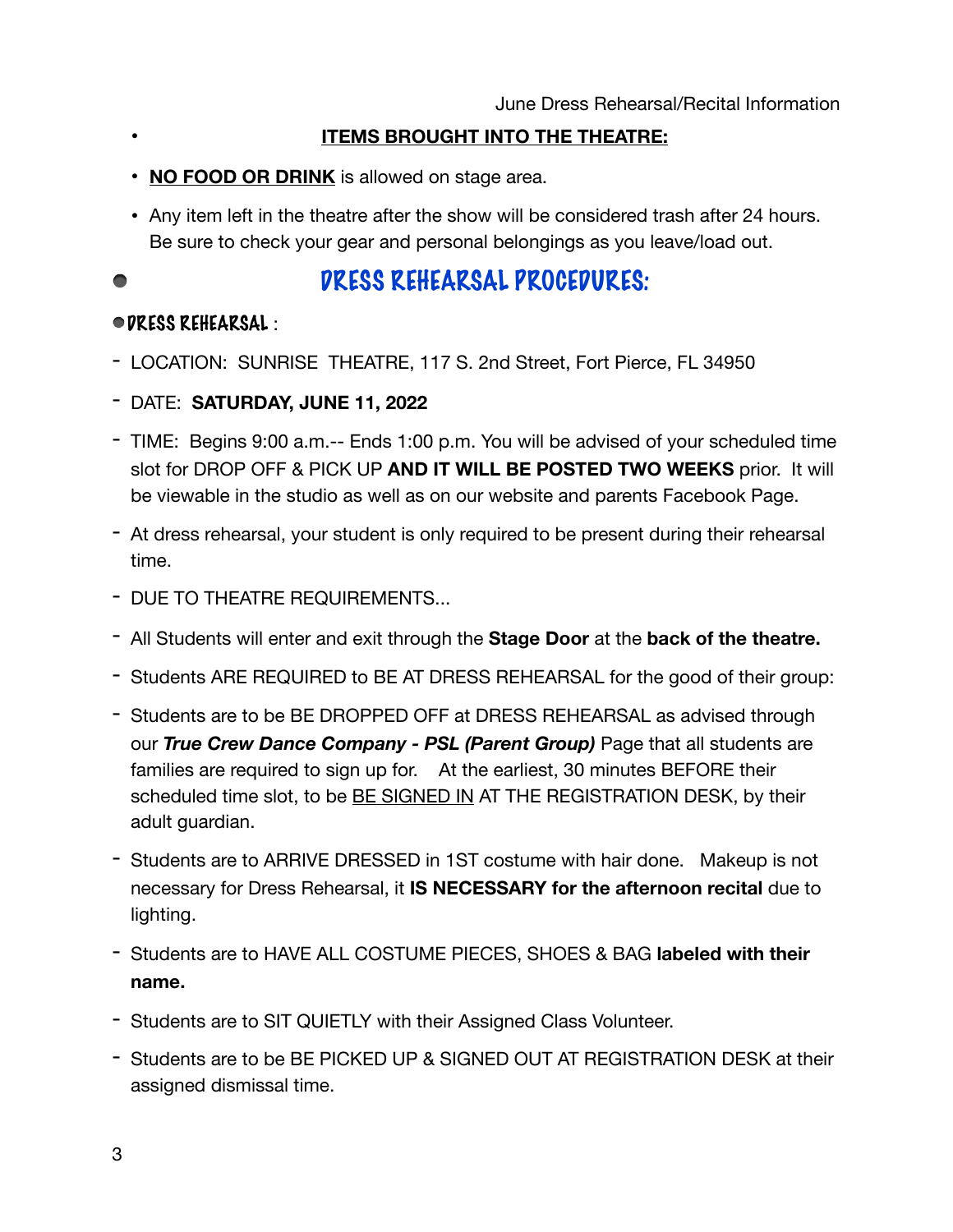**ITEMS BROUGHT INTO THE THEATRE:**

- **NO FOOD OR DRINK** is allowed on stage area.
- Any item left in the theatre after the show will be considered trash after 24 hours. Be sure to check your gear and personal belongings as you leave/load out.

## DRESS REHEARSAL PROCEDURES:

### DRESS REHEARSAL :

- LOCATION: SUNRISE THEATRE, 117 S. 2nd Street, Fort Pierce, FL 34950
- DATE: **SATURDAY, JUNE 11, 2022**
- TIME: Begins 9:00 a.m.-- Ends 1:00 p.m. You will be advised of your scheduled time slot for DROP OFF & PICK UP **AND IT WILL BE POSTED TWO WEEKS** prior. It will be viewable in the studio as well as on our website and parents Facebook Page.
- At dress rehearsal, your student is only required to be present during their rehearsal time.
- DUE TO THEATRE REQUIREMENTS...
- All Students will enter and exit through the **Stage Door** at the **back of the theatre.**
- Students ARE REQUIRED to BE AT DRESS REHEARSAL for the good of their group:
- Students are to be BE DROPPED OFF at DRESS REHEARSAL as advised through our ***True Crew Dance Company - PSL (Parent Group)*** Page that all students are families are required to sign up for. At the earliest, 30 minutes BEFORE their scheduled time slot, to be BE SIGNED IN AT THE REGISTRATION DESK, by their adult guardian.
- Students are to ARRIVE DRESSED in 1ST costume with hair done. Makeup is not necessary for Dress Rehearsal, it **IS NECESSARY for the afternoon recital** due to lighting.
- Students are to HAVE ALL COSTUME PIECES, SHOES & BAG **labeled with their name.**
- Students are to SIT QUIETLY with their Assigned Class Volunteer.
- Students are to be BE PICKED UP & SIGNED OUT AT REGISTRATION DESK at their assigned dismissal time.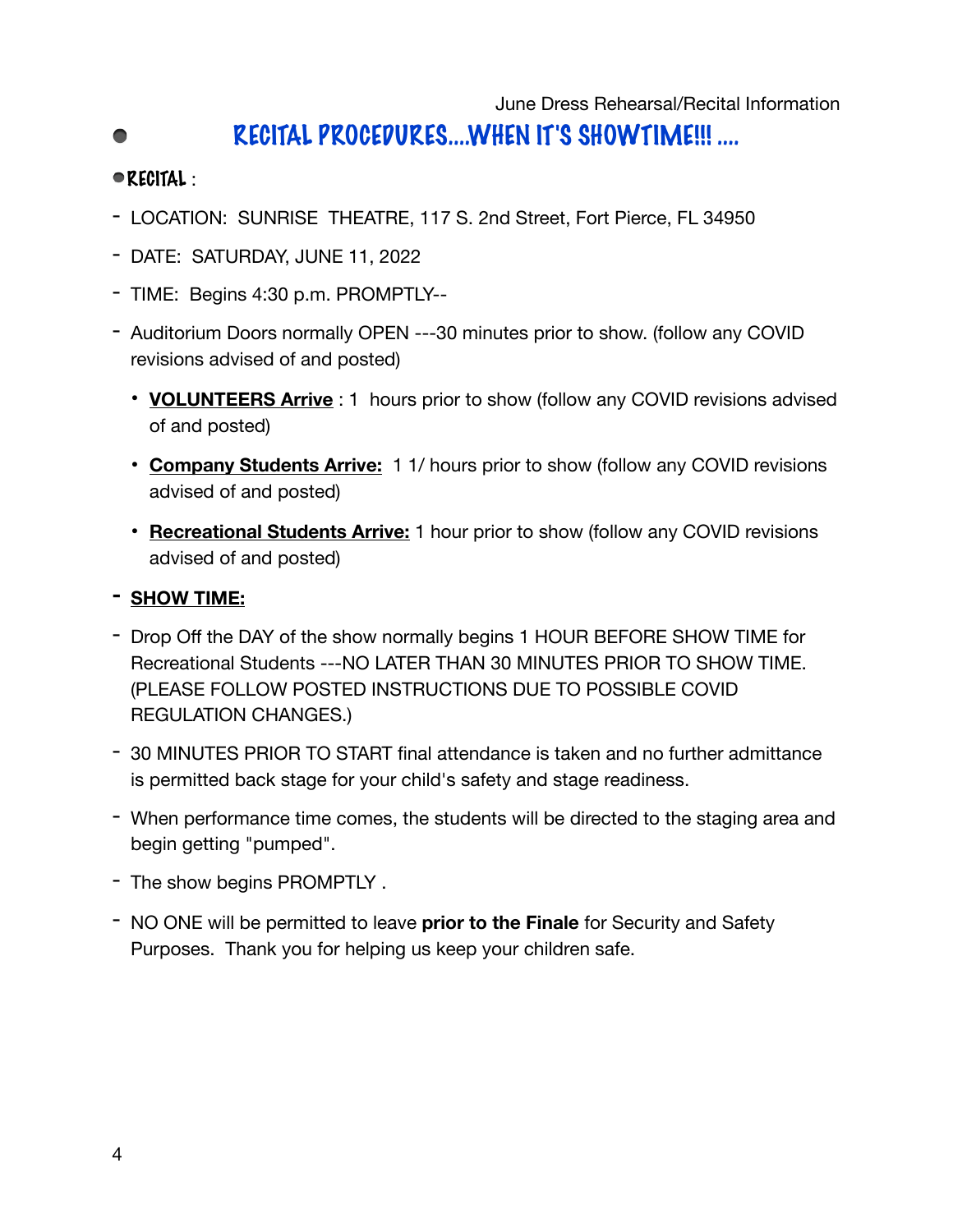June Dress Rehearsal/Recital Information

# RECITAL PROCEDURES....WHEN IT'S SHOWTIME!!! ....

## RECITAL :

- LOCATION: SUNRISE THEATRE, 117 S. 2nd Street, Fort Pierce, FL 34950
- DATE: SATURDAY, JUNE 11, 2022
- TIME: Begins 4:30 p.m. PROMPTLY--
- Auditorium Doors normally OPEN ---30 minutes prior to show. (follow any COVID revisions advised of and posted)
  - **VOLUNTEERS Arrive** : 1 hours prior to show (follow any COVID revisions advised of and posted)
  - **Company Students Arrive:** 1 1/ hours prior to show (follow any COVID revisions advised of and posted)
  - **Recreational Students Arrive:** 1 hour prior to show (follow any COVID revisions advised of and posted)
- **SHOW TIME:**
- Drop Off the DAY of the show normally begins 1 HOUR BEFORE SHOW TIME for Recreational Students ---NO LATER THAN 30 MINUTES PRIOR TO SHOW TIME. (PLEASE FOLLOW POSTED INSTRUCTIONS DUE TO POSSIBLE COVID REGULATION CHANGES.)
- 30 MINUTES PRIOR TO START final attendance is taken and no further admittance is permitted back stage for your child's safety and stage readiness.
- When performance time comes, the students will be directed to the staging area and begin getting "pumped".
- The show begins PROMPTLY .
- NO ONE will be permitted to leave **prior to the Finale** for Security and Safety Purposes. Thank you for helping us keep your children safe.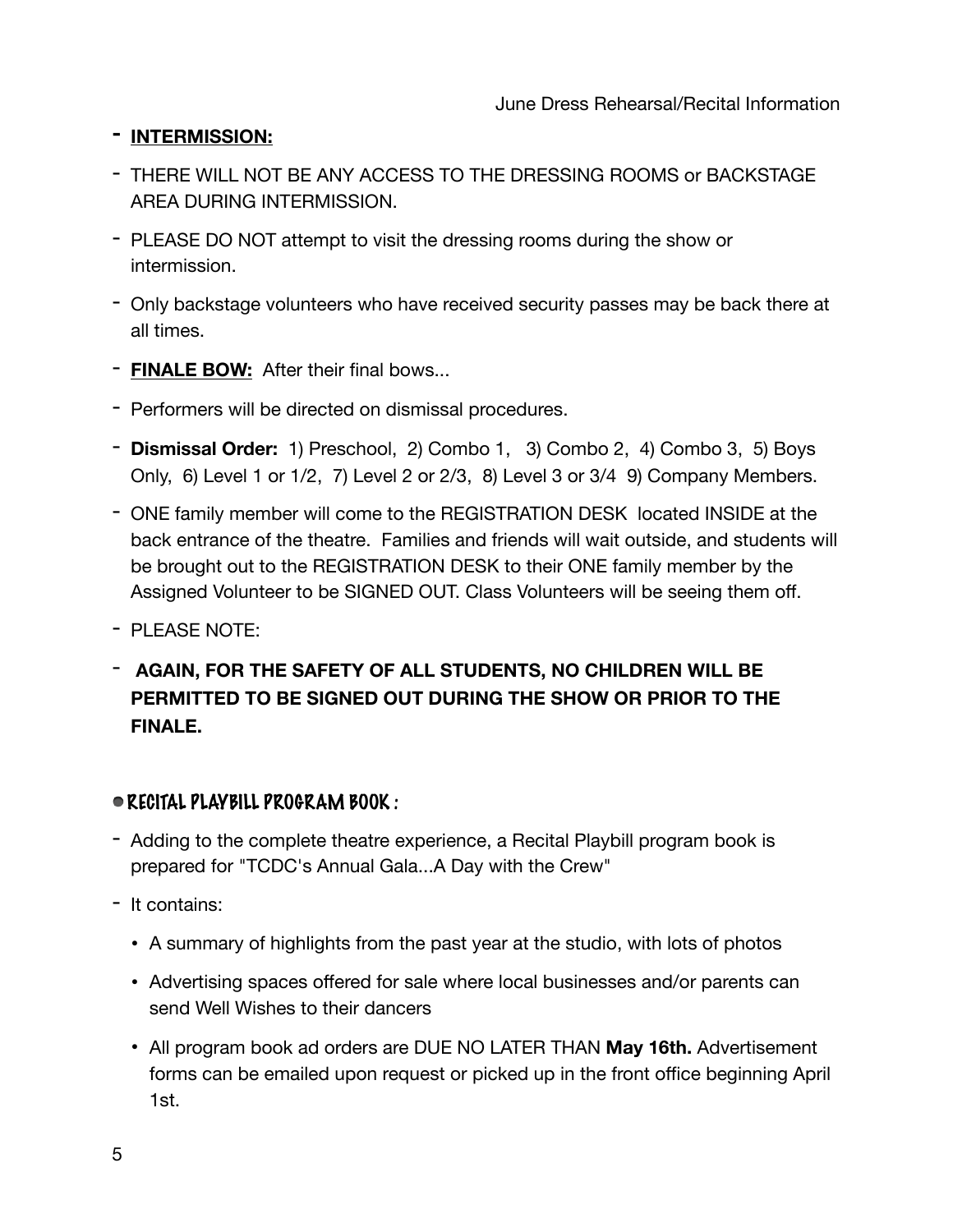- **INTERMISSION:**
- THERE WILL NOT BE ANY ACCESS TO THE DRESSING ROOMS or BACKSTAGE AREA DURING INTERMISSION.
- PLEASE DO NOT attempt to visit the dressing rooms during the show or intermission.
- Only backstage volunteers who have received security passes may be back there at all times.
- **FINALE BOW:** After their final bows...
- Performers will be directed on dismissal procedures.
- **Dismissal Order:** 1) Preschool, 2) Combo 1, 3) Combo 2, 4) Combo 3, 5) Boys Only, 6) Level 1 or 1/2, 7) Level 2 or 2/3, 8) Level 3 or 3/4 9) Company Members.
- ONE family member will come to the REGISTRATION DESK located INSIDE at the back entrance of the theatre. Families and friends will wait outside, and students will be brought out to the REGISTRATION DESK to their ONE family member by the Assigned Volunteer to be SIGNED OUT. Class Volunteers will be seeing them off.
- PLEASE NOTE:
- **AGAIN, FOR THE SAFETY OF ALL STUDENTS, NO CHILDREN WILL BE PERMITTED TO BE SIGNED OUT DURING THE SHOW OR PRIOR TO THE FINALE.**

## RECITAL PLAYBILL PROGRAM BOOK :

- Adding to the complete theatre experience, a Recital Playbill program book is prepared for "TCDC's Annual Gala...A Day with the Crew"
- It contains:
  - A summary of highlights from the past year at the studio, with lots of photos
  - Advertising spaces offered for sale where local businesses and/or parents can send Well Wishes to their dancers
  - All program book ad orders are DUE NO LATER THAN **May 16th.** Advertisement forms can be emailed upon request or picked up in the front office beginning April 1st.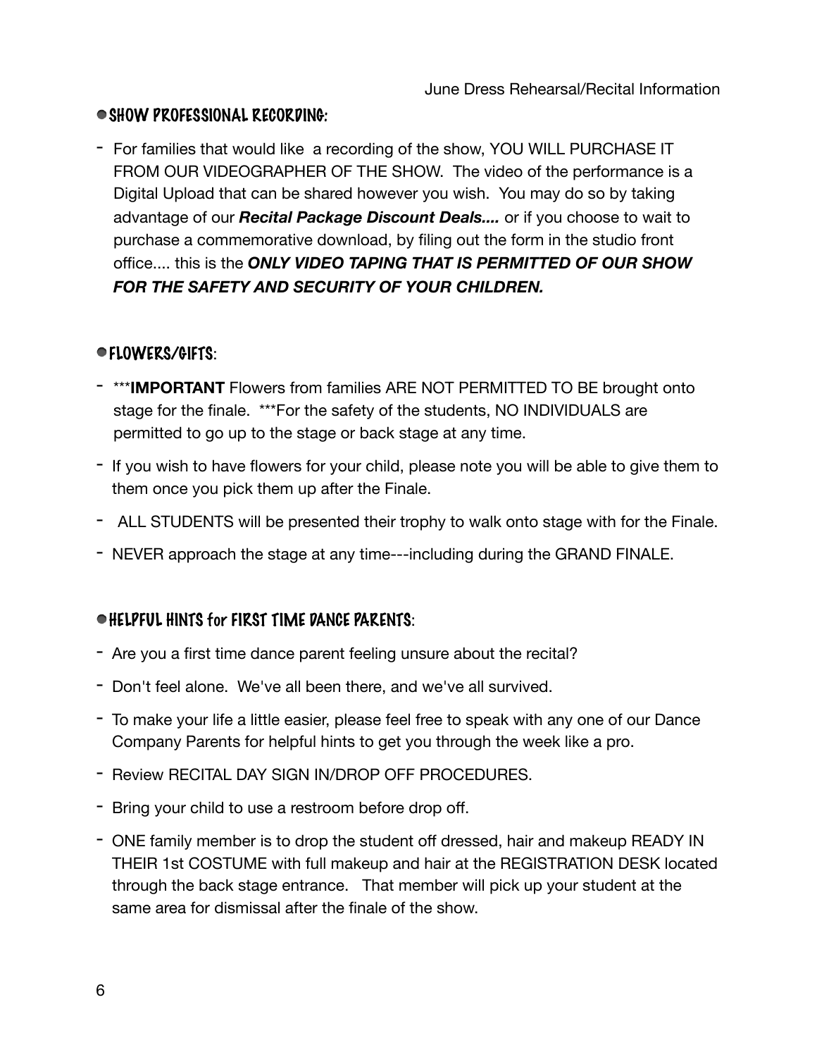## SHOW PROFESSIONAL RECORDING:

- For families that would like  a recording of the show, YOU WILL PURCHASE IT FROM OUR VIDEOGRAPHER OF THE SHOW.  The video of the performance is a Digital Upload that can be shared however you wish.  You may do so by taking advantage of our ***Recital Package Discount Deals....*** or if you choose to wait to purchase a commemorative download, by filing out the form in the studio front office.... this is the ***ONLY VIDEO TAPING THAT IS PERMITTED OF OUR SHOW FOR THE SAFETY AND SECURITY OF YOUR CHILDREN.***

## FLOWERS/GIFTS:

- ***IMPORTANT** Flowers from families ARE NOT PERMITTED TO BE brought onto stage for the finale.  ***For the safety of the students, NO INDIVIDUALS are permitted to go up to the stage or back stage at any time.
- If you wish to have flowers for your child, please note you will be able to give them to them once you pick them up after the Finale.
- ALL STUDENTS will be presented their trophy to walk onto stage with for the Finale.
- NEVER approach the stage at any time---including during the GRAND FINALE.

## HELPFUL HINTS for FIRST TIME DANCE PARENTS:

- Are you a first time dance parent feeling unsure about the recital?
- Don't feel alone.  We've all been there, and we've all survived.
- To make your life a little easier, please feel free to speak with any one of our Dance Company Parents for helpful hints to get you through the week like a pro.
- Review RECITAL DAY SIGN IN/DROP OFF PROCEDURES.
- Bring your child to use a restroom before drop off.
- ONE family member is to drop the student off dressed, hair and makeup READY IN THEIR 1st COSTUME with full makeup and hair at the REGISTRATION DESK located through the back stage entrance.   That member will pick up your student at the same area for dismissal after the finale of the show.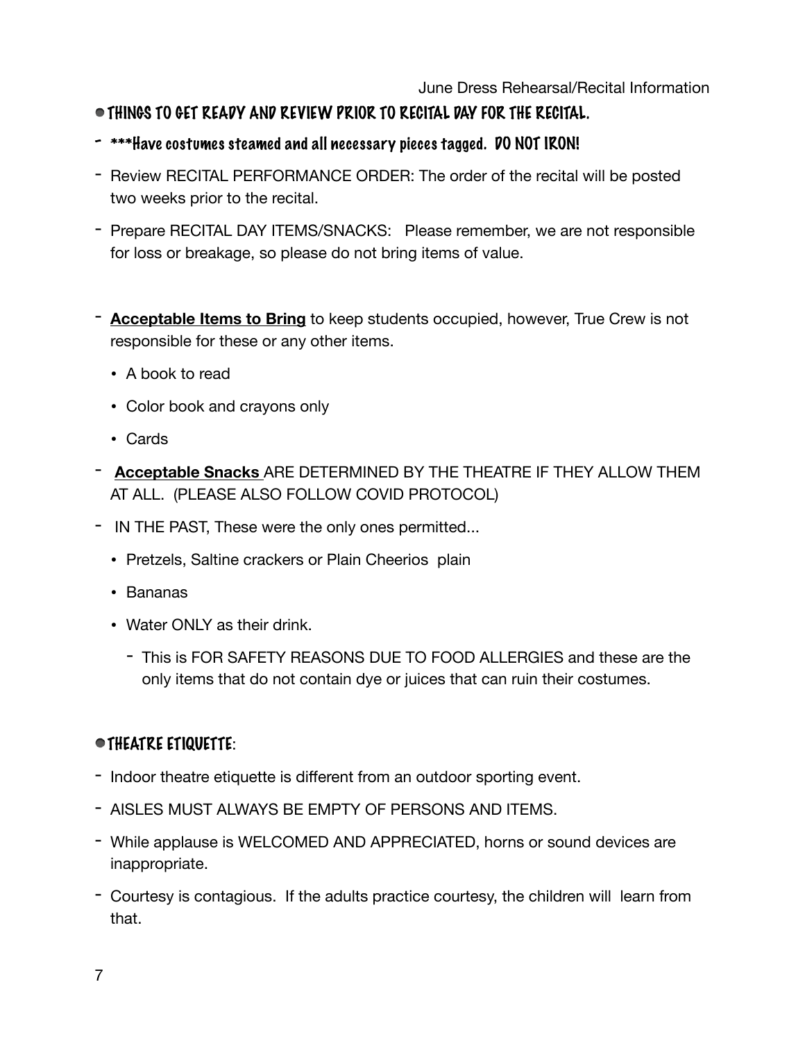## THINGS TO GET READY AND REVIEW PRIOR TO RECITAL DAY FOR THE RECITAL.

- ***Have costumes steamed and all necessary pieces tagged. DO NOT IRON!
- Review RECITAL PERFORMANCE ORDER: The order of the recital will be posted two weeks prior to the recital.
- Prepare RECITAL DAY ITEMS/SNACKS: Please remember, we are not responsible for loss or breakage, so please do not bring items of value.

- **Acceptable Items to Bring** to keep students occupied, however, True Crew is not responsible for these or any other items.
  - A book to read
  - Color book and crayons only
  - Cards
- **Acceptable Snacks** ARE DETERMINED BY THE THEATRE IF THEY ALLOW THEM AT ALL. (PLEASE ALSO FOLLOW COVID PROTOCOL)
- IN THE PAST, These were the only ones permitted...
  - Pretzels, Saltine crackers or Plain Cheerios plain
  - Bananas
  - Water ONLY as their drink.
    - This is FOR SAFETY REASONS DUE TO FOOD ALLERGIES and these are the only items that do not contain dye or juices that can ruin their costumes.

## THEATRE ETIQUETTE:

- Indoor theatre etiquette is different from an outdoor sporting event.
- AISLES MUST ALWAYS BE EMPTY OF PERSONS AND ITEMS.
- While applause is WELCOMED AND APPRECIATED, horns or sound devices are inappropriate.
- Courtesy is contagious. If the adults practice courtesy, the children will learn from that.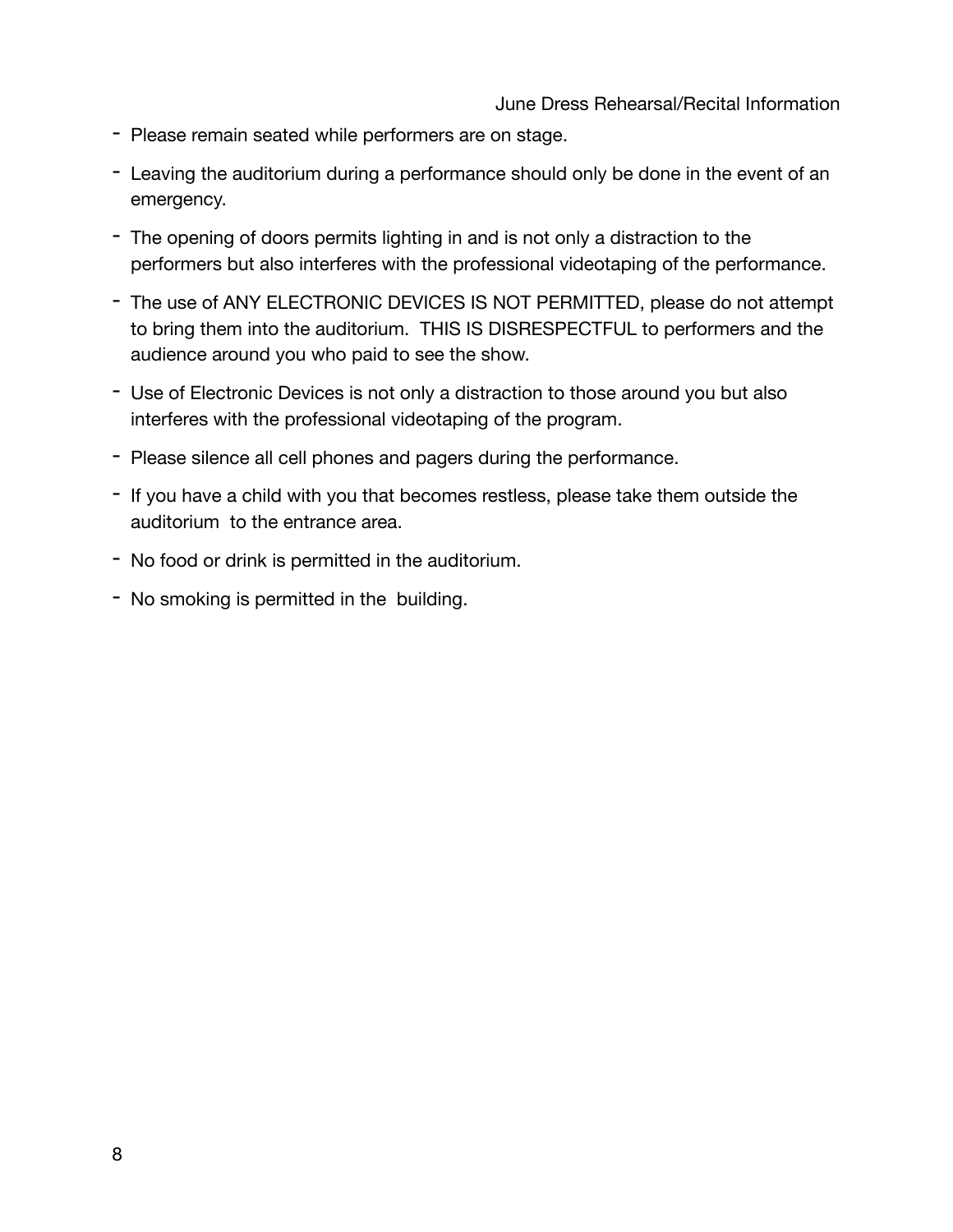- Please remain seated while performers are on stage.
- Leaving the auditorium during a performance should only be done in the event of an emergency.
- The opening of doors permits lighting in and is not only a distraction to the performers but also interferes with the professional videotaping of the performance.
- The use of ANY ELECTRONIC DEVICES IS NOT PERMITTED, please do not attempt to bring them into the auditorium. THIS IS DISRESPECTFUL to performers and the audience around you who paid to see the show.
- Use of Electronic Devices is not only a distraction to those around you but also interferes with the professional videotaping of the program.
- Please silence all cell phones and pagers during the performance.
- If you have a child with you that becomes restless, please take them outside the auditorium to the entrance area.
- No food or drink is permitted in the auditorium.
- No smoking is permitted in the building.